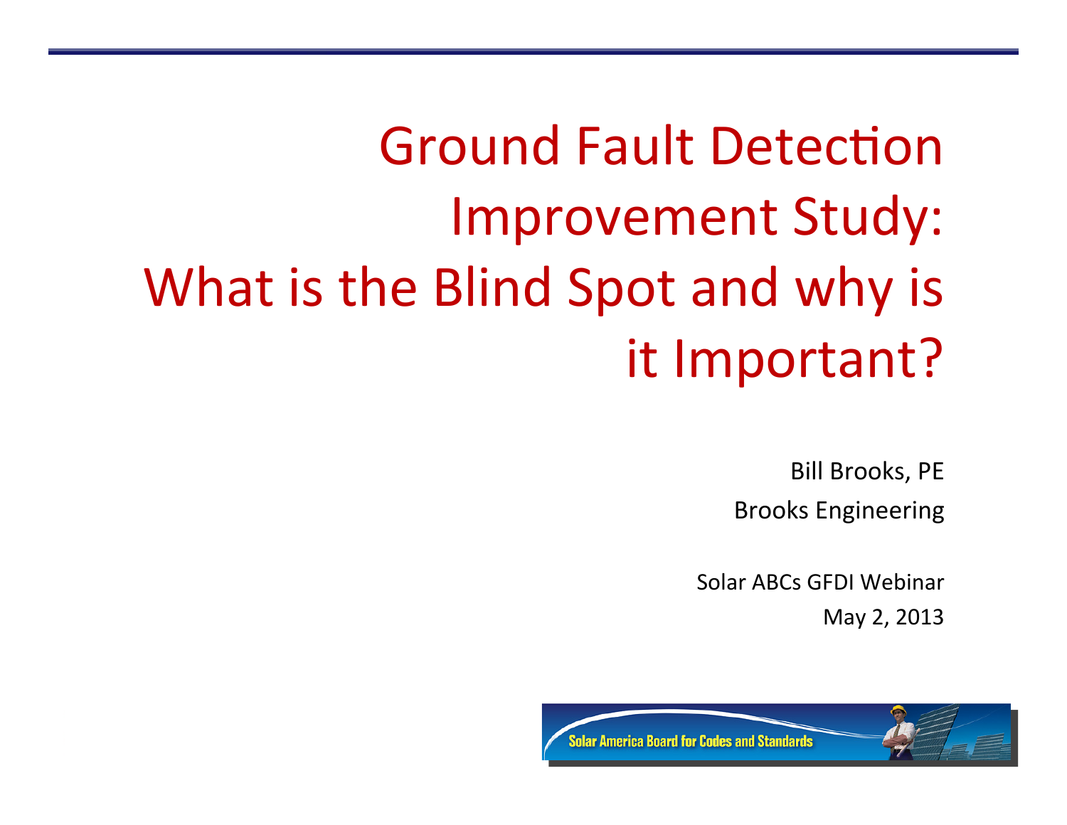# Ground Fault Detection Improvement Study: What is the Blind Spot and why is it Important?

Bill Brooks, PE

Brooks Engineering

Solar ABCs GFDI Webinar

May 2, 2013

Solar America Board for Codes and Standards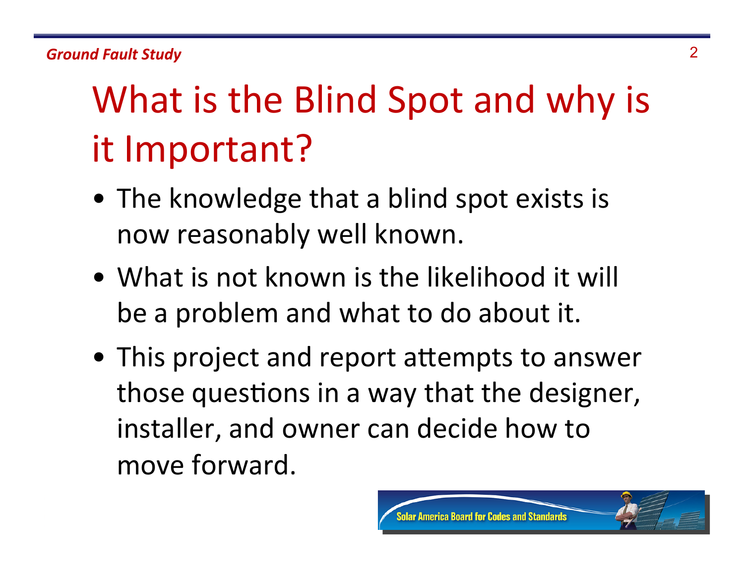# What is the Blind Spot and why is it Important?

- The knowledge that a blind spot exists is now reasonably well known.
- What is not known is the likelihood it will be a problem and what to do about it.
- This project and report attempts to answer those questions in a way that the designer, installer, and owner can decide how to move forward.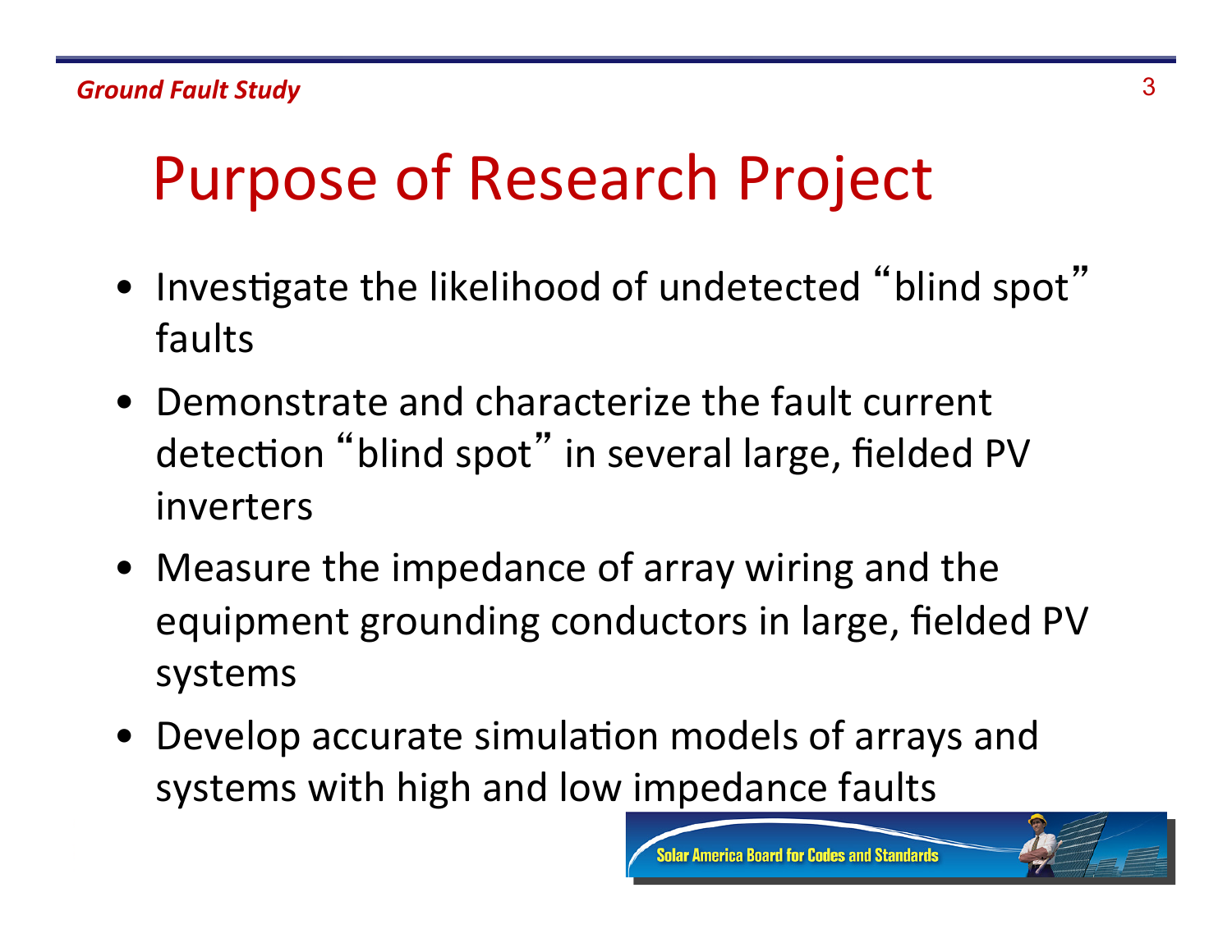# Purpose of Research Project

- Investigate the likelihood of undetected "blind spot" faults
- Demonstrate and characterize the fault current detection "blind spot" in several large, fielded PV inverters
- Measure the impedance of array wiring and the equipment grounding conductors in large, fielded PV systems
- Develop accurate simulation models of arrays and systems with high and low impedance faults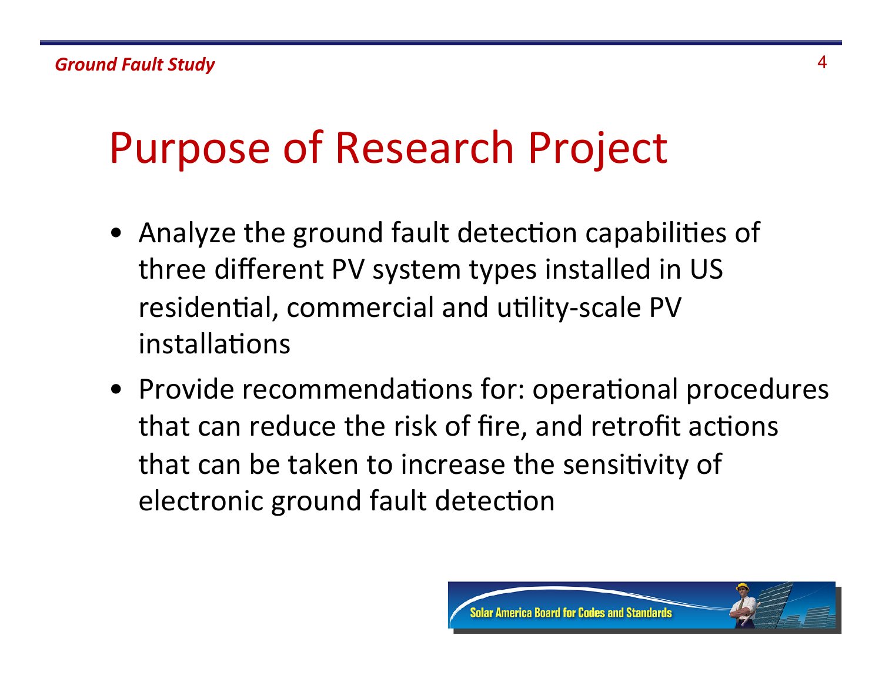# Purpose of Research Project

- Analyze the ground fault detection capabilities of three different PV system types installed in US residential, commercial and utility-scale PV installations
- Provide recommendations for: operational procedures that can reduce the risk of fire, and retrofit actions that can be taken to increase the sensitivity of electronic ground fault detection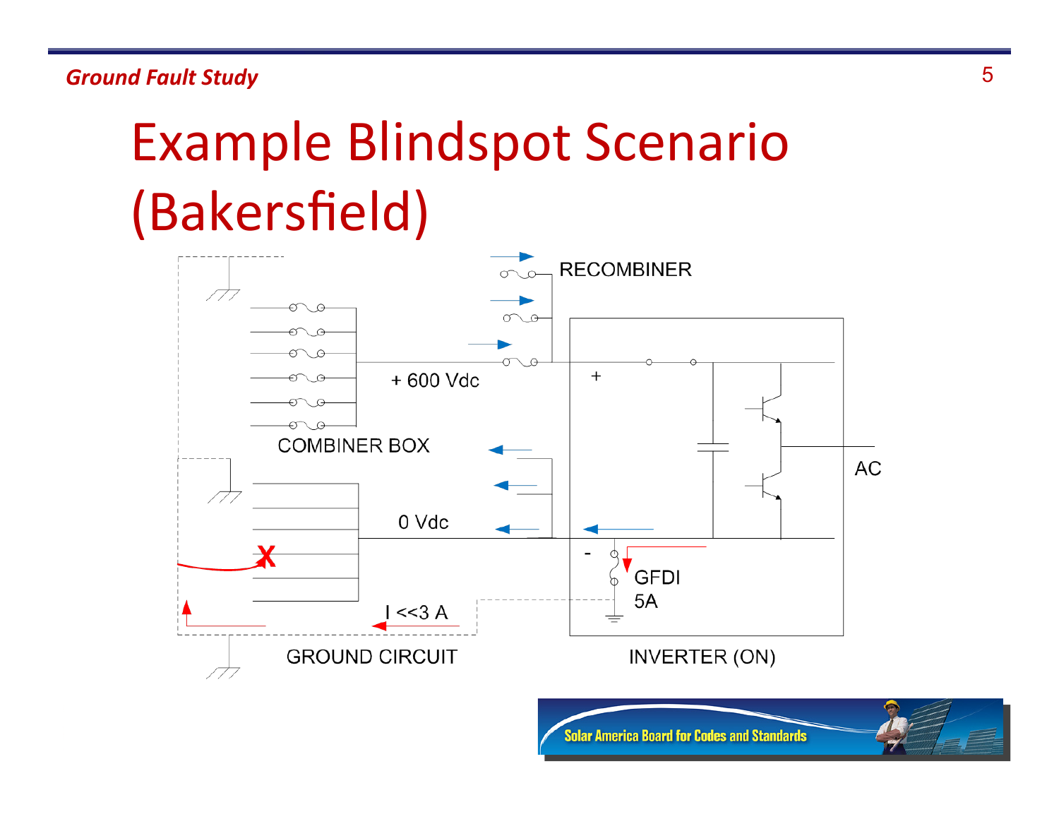# Example Blindspot Scenario (Bakersfield)

RECOMBINER

+ 600 Vdc

COMBINER BOX

0 Vdc

I <<3 A

GROUND CIRCUIT

+

-

GFDI 5A

AC

INVERTER (ON)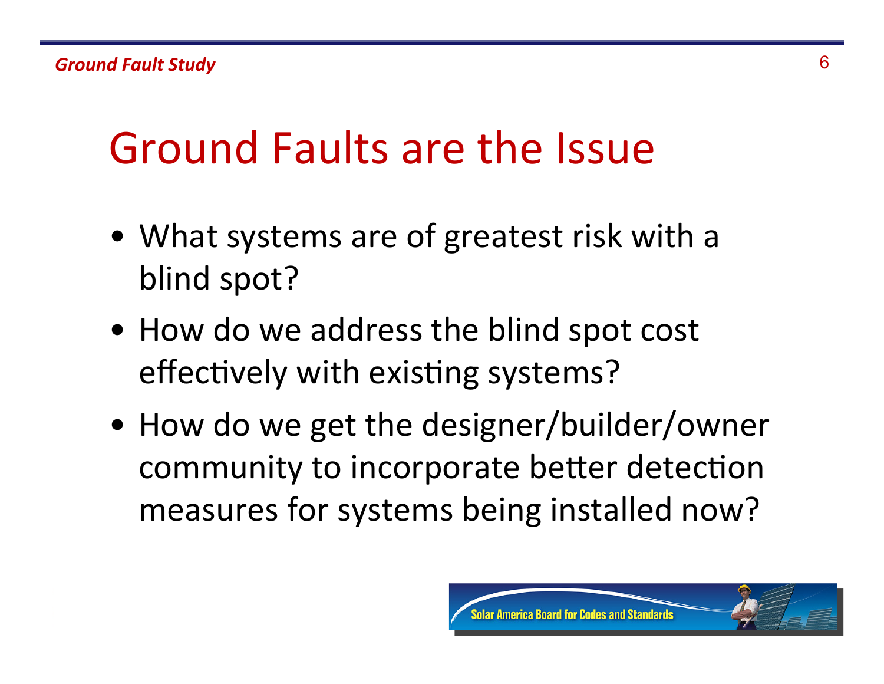# Ground Faults are the Issue

- What systems are of greatest risk with a blind spot?
- How do we address the blind spot cost effectively with existing systems?
- How do we get the designer/builder/owner community to incorporate better detection measures for systems being installed now?